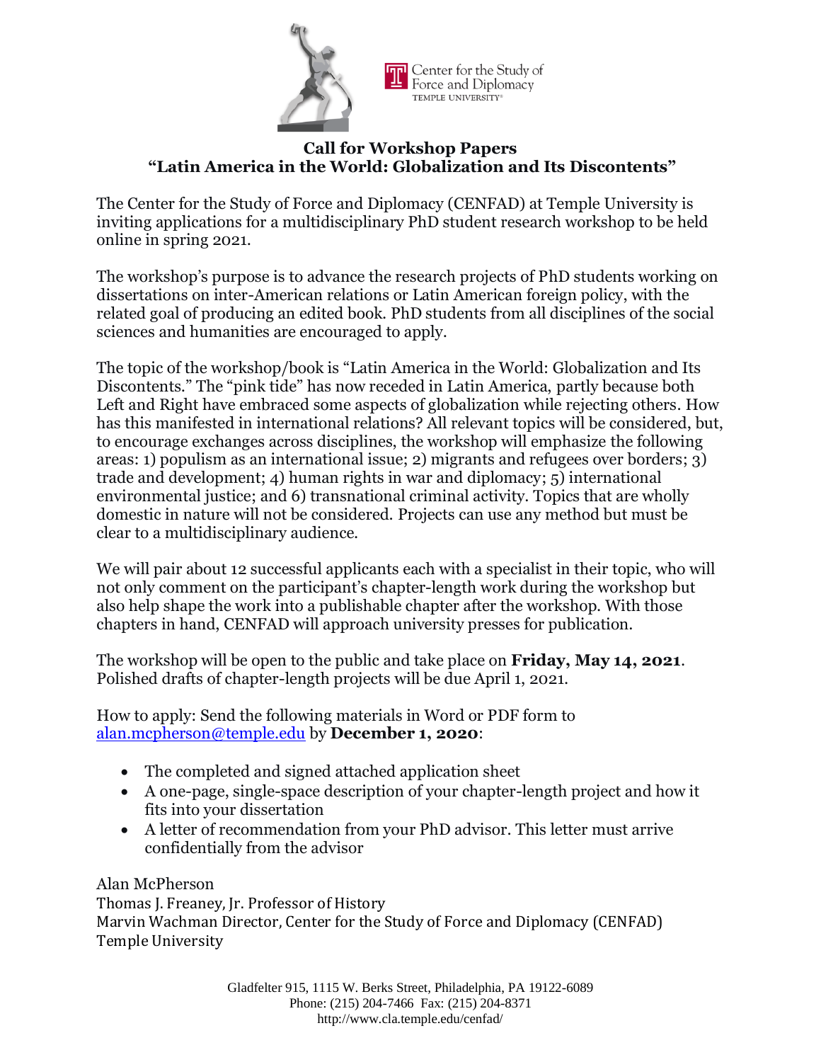Center for the Study of Force and Diplomacy
TEMPLE UNIVERSITY

## Call for Workshop Papers
## "Latin America in the World: Globalization and Its Discontents"

The Center for the Study of Force and Diplomacy (CENFAD) at Temple University is inviting applications for a multidisciplinary PhD student research workshop to be held online in spring 2021.

The workshop's purpose is to advance the research projects of PhD students working on dissertations on inter-American relations or Latin American foreign policy, with the related goal of producing an edited book. PhD students from all disciplines of the social sciences and humanities are encouraged to apply.

The topic of the workshop/book is "Latin America in the World: Globalization and Its Discontents." The "pink tide" has now receded in Latin America, partly because both Left and Right have embraced some aspects of globalization while rejecting others. How has this manifested in international relations? All relevant topics will be considered, but, to encourage exchanges across disciplines, the workshop will emphasize the following areas: 1) populism as an international issue; 2) migrants and refugees over borders; 3) trade and development; 4) human rights in war and diplomacy; 5) international environmental justice; and 6) transnational criminal activity. Topics that are wholly domestic in nature will not be considered. Projects can use any method but must be clear to a multidisciplinary audience.

We will pair about 12 successful applicants each with a specialist in their topic, who will not only comment on the participant's chapter-length work during the workshop but also help shape the work into a publishable chapter after the workshop. With those chapters in hand, CENFAD will approach university presses for publication.

The workshop will be open to the public and take place on **Friday, May 14, 2021**. Polished drafts of chapter-length projects will be due April 1, 2021.

How to apply: Send the following materials in Word or PDF form to alan.mcpherson@temple.edu by **December 1, 2020**:

- The completed and signed attached application sheet
- A one-page, single-space description of your chapter-length project and how it fits into your dissertation
- A letter of recommendation from your PhD advisor. This letter must arrive confidentially from the advisor

Alan McPherson
Thomas J. Freaney, Jr. Professor of History
Marvin Wachman Director, Center for the Study of Force and Diplomacy (CENFAD)
Temple University

Gladfelter 915, 1115 W. Berks Street, Philadelphia, PA 19122-6089
Phone: (215) 204-7466 Fax: (215) 204-8371
http://www.cla.temple.edu/cenfad/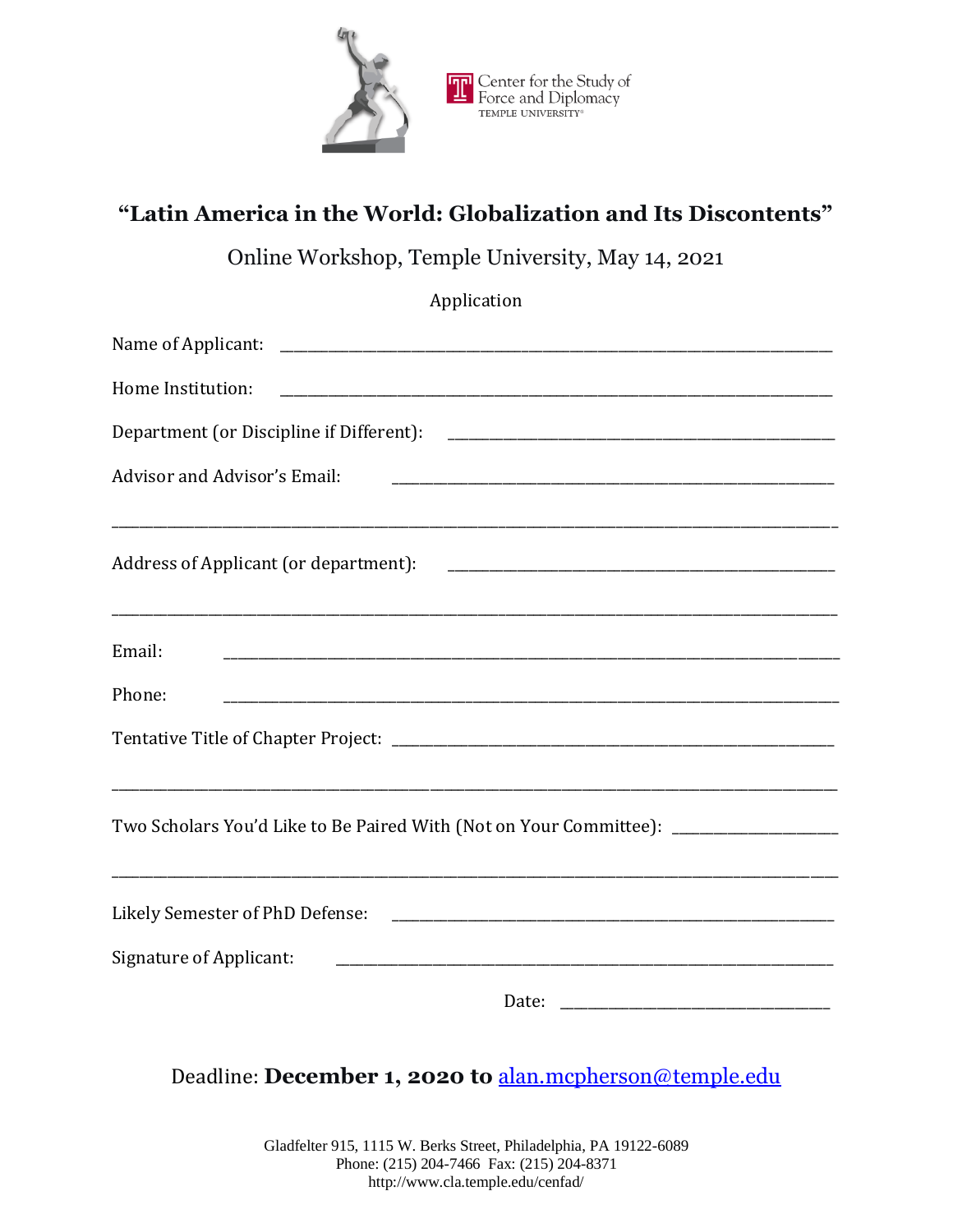Center for the Study of Force and Diplomacy
TEMPLE UNIVERSITY

## "Latin America in the World: Globalization and Its Discontents"

Online Workshop, Temple University, May 14, 2021

Application

Name of Applicant: ______________________________________________________________

Home Institution: ______________________________________________________________

Department (or Discipline if Different): ___________________________________________

Advisor and Advisor's Email: ____________________________________________________

________________________________________________________________________________

Address of Applicant (or department): ____________________________________________

________________________________________________________________________________

Email: __________________________________________________________________________

Phone: __________________________________________________________________________

Tentative Title of Chapter Project: _______________________________________________

________________________________________________________________________________

Two Scholars You'd Like to Be Paired With (Not on Your Committee): _________________

________________________________________________________________________________

Likely Semester of PhD Defense: _________________________________________________

Signature of Applicant: _________________________________________________________

Date: ______________________________

Deadline: **December 1, 2020 to** alan.mcpherson@temple.edu

Gladfelter 915, 1115 W. Berks Street, Philadelphia, PA 19122-6089
Phone: (215) 204-7466 Fax: (215) 204-8371
http://www.cla.temple.edu/cenfad/